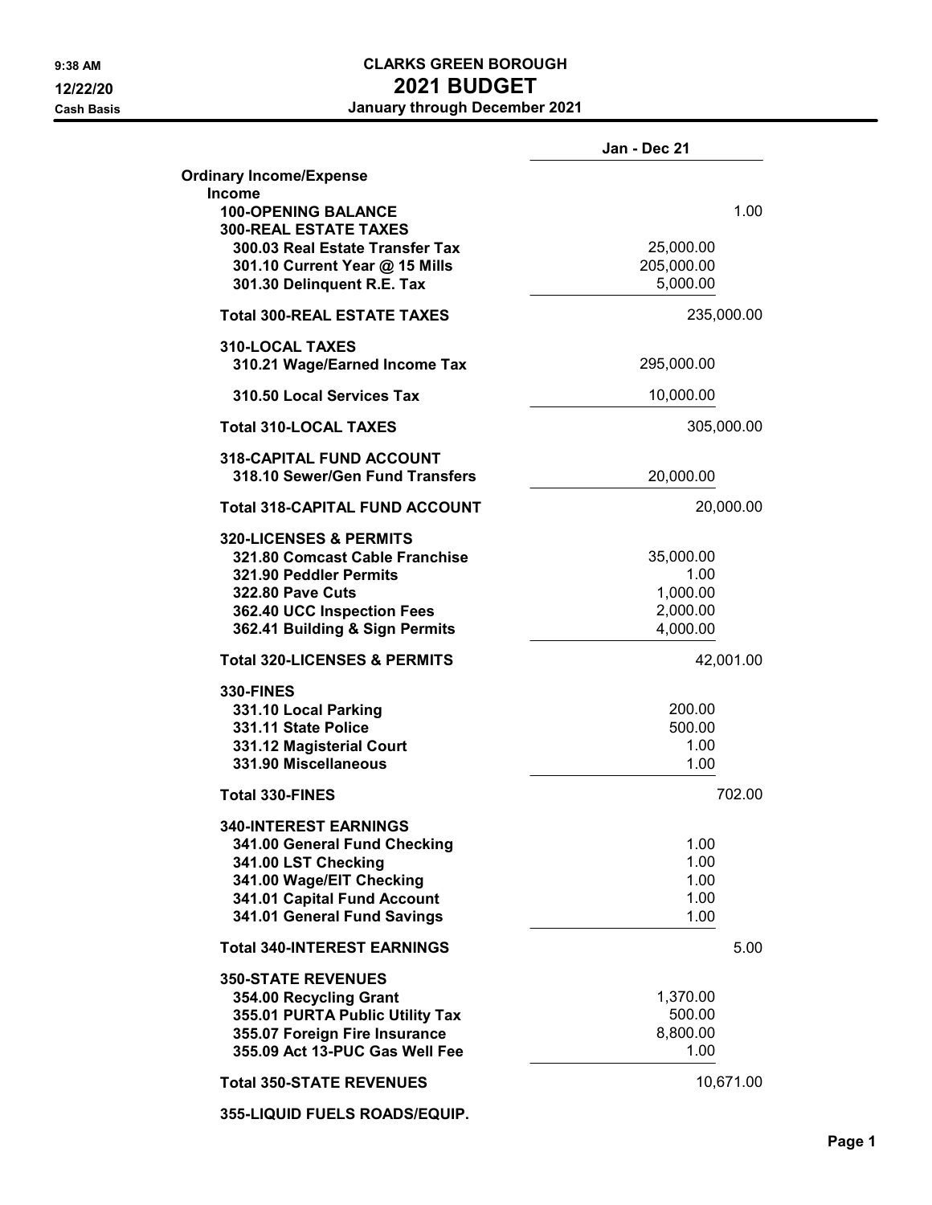# CLARKS GREEN BOROUGH
## 2021 BUDGET
### January through December 2021

9:38 AM
12/22/20
Cash Basis

| | | Jan - Dec 21 |
|---|---|---|
| **Ordinary Income/Expense** | | |
| **Income** | | |
| **100-OPENING BALANCE** | | 1.00 |
| **300-REAL ESTATE TAXES** | | |
| **300.03 Real Estate Transfer Tax** | 25,000.00 | |
| **301.10 Current Year @ 15 Mills** | 205,000.00 | |
| **301.30 Delinquent R.E. Tax** | 5,000.00 | |
| **Total 300-REAL ESTATE TAXES** | | 235,000.00 |
| **310-LOCAL TAXES** | | |
| **310.21 Wage/Earned Income Tax** | 295,000.00 | |
| **310.50 Local Services Tax** | 10,000.00 | |
| **Total 310-LOCAL TAXES** | | 305,000.00 |
| **318-CAPITAL FUND ACCOUNT** | | |
| **318.10 Sewer/Gen Fund Transfers** | 20,000.00 | |
| **Total 318-CAPITAL FUND ACCOUNT** | | 20,000.00 |
| **320-LICENSES & PERMITS** | | |
| **321.80 Comcast Cable Franchise** | 35,000.00 | |
| **321.90 Peddler Permits** | 1.00 | |
| **322.80 Pave Cuts** | 1,000.00 | |
| **362.40 UCC Inspection Fees** | 2,000.00 | |
| **362.41 Building & Sign Permits** | 4,000.00 | |
| **Total 320-LICENSES & PERMITS** | | 42,001.00 |
| **330-FINES** | | |
| **331.10 Local Parking** | 200.00 | |
| **331.11 State Police** | 500.00 | |
| **331.12 Magisterial Court** | 1.00 | |
| **331.90 Miscellaneous** | 1.00 | |
| **Total 330-FINES** | | 702.00 |
| **340-INTEREST EARNINGS** | | |
| **341.00 General Fund Checking** | 1.00 | |
| **341.00 LST Checking** | 1.00 | |
| **341.00 Wage/EIT Checking** | 1.00 | |
| **341.01 Capital Fund Account** | 1.00 | |
| **341.01 General Fund Savings** | 1.00 | |
| **Total 340-INTEREST EARNINGS** | | 5.00 |
| **350-STATE REVENUES** | | |
| **354.00 Recycling Grant** | 1,370.00 | |
| **355.01 PURTA Public Utility Tax** | 500.00 | |
| **355.07 Foreign Fire Insurance** | 8,800.00 | |
| **355.09 Act 13-PUC Gas Well Fee** | 1.00 | |
| **Total 350-STATE REVENUES** | | 10,671.00 |
| **355-LIQUID FUELS ROADS/EQUIP.** | | |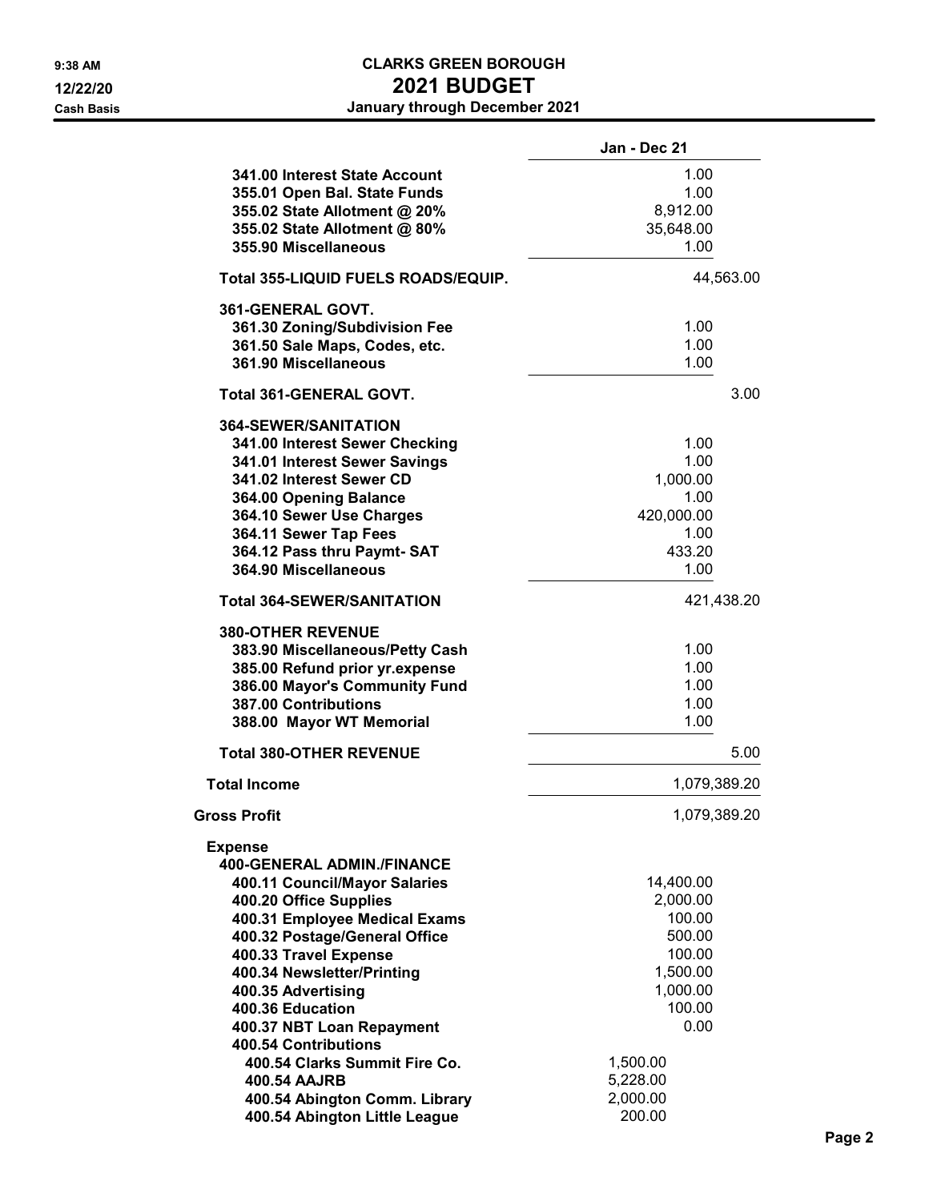# CLARKS GREEN BOROUGH

## 2021 BUDGET

### January through December 2021

9:38 AM
12/22/20
Cash Basis

| | Jan - Dec 21 | |
|---|---|---|
| 341.00 Interest State Account | 1.00 | |
| 355.01 Open Bal. State Funds | 1.00 | |
| 355.02 State Allotment @ 20% | 8,912.00 | |
| 355.02 State Allotment @ 80% | 35,648.00 | |
| 355.90 Miscellaneous | 1.00 | |
| **Total 355-LIQUID FUELS ROADS/EQUIP.** | | 44,563.00 |
| **361-GENERAL GOVT.** | | |
| 361.30 Zoning/Subdivision Fee | 1.00 | |
| 361.50 Sale Maps, Codes, etc. | 1.00 | |
| 361.90 Miscellaneous | 1.00 | |
| **Total 361-GENERAL GOVT.** | | 3.00 |
| **364-SEWER/SANITATION** | | |
| 341.00 Interest Sewer Checking | 1.00 | |
| 341.01 Interest Sewer Savings | 1.00 | |
| 341.02 Interest Sewer CD | 1,000.00 | |
| 364.00 Opening Balance | 1.00 | |
| 364.10 Sewer Use Charges | 420,000.00 | |
| 364.11 Sewer Tap Fees | 1.00 | |
| 364.12 Pass thru Paymt- SAT | 433.20 | |
| 364.90 Miscellaneous | 1.00 | |
| **Total 364-SEWER/SANITATION** | | 421,438.20 |
| **380-OTHER REVENUE** | | |
| 383.90 Miscellaneous/Petty Cash | 1.00 | |
| 385.00 Refund prior yr.expense | 1.00 | |
| 386.00 Mayor's Community Fund | 1.00 | |
| 387.00 Contributions | 1.00 | |
| 388.00 Mayor WT Memorial | 1.00 | |
| **Total 380-OTHER REVENUE** | | 5.00 |
| **Total Income** | | 1,079,389.20 |
| **Gross Profit** | | 1,079,389.20 |
| **Expense** | | |
| **400-GENERAL ADMIN./FINANCE** | | |
| 400.11 Council/Mayor Salaries | 14,400.00 | |
| 400.20 Office Supplies | 2,000.00 | |
| 400.31 Employee Medical Exams | 100.00 | |
| 400.32 Postage/General Office | 500.00 | |
| 400.33 Travel Expense | 100.00 | |
| 400.34 Newsletter/Printing | 1,500.00 | |
| 400.35 Advertising | 1,000.00 | |
| 400.36 Education | 100.00 | |
| 400.37 NBT Loan Repayment | 0.00 | |
| **400.54 Contributions** | | |
| 400.54 Clarks Summit Fire Co. | 1,500.00 | |
| 400.54 AAJRB | 5,228.00 | |
| 400.54 Abington Comm. Library | 2,000.00 | |
| 400.54 Abington Little League | 200.00 | |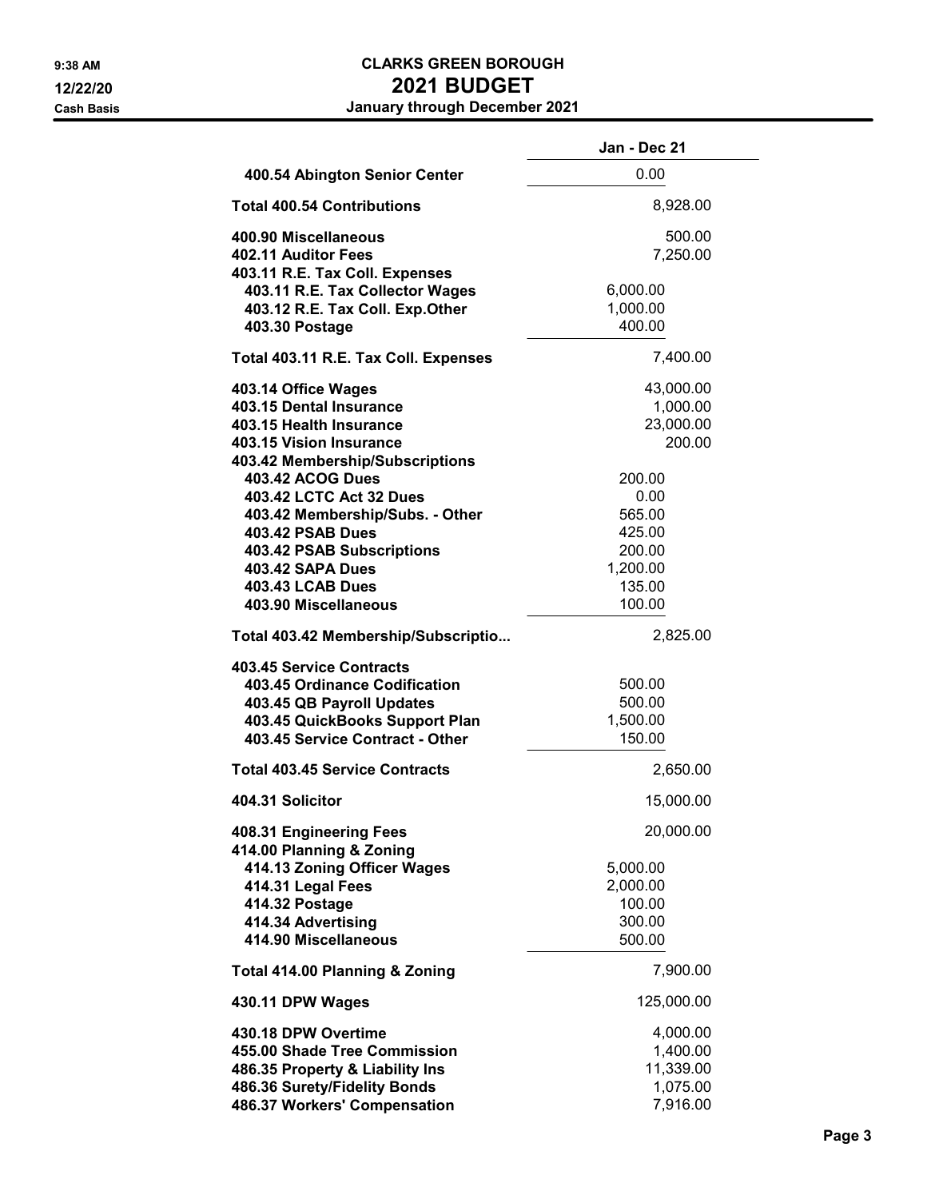# CLARKS GREEN BOROUGH
## 2021 BUDGET
### January through December 2021

9:38 AM
12/22/20
Cash Basis

| | | Jan - Dec 21 |
|---|---|---|
| **400.54 Abington Senior Center** | 0.00 | |
| **Total 400.54 Contributions** | | 8,928.00 |
| **400.90 Miscellaneous** | | 500.00 |
| **402.11 Auditor Fees** | | 7,250.00 |
| **403.11 R.E. Tax Coll. Expenses** | | |
| **403.11 R.E. Tax Collector Wages** | 6,000.00 | |
| **403.12 R.E. Tax Coll. Exp.Other** | 1,000.00 | |
| **403.30 Postage** | 400.00 | |
| **Total 403.11 R.E. Tax Coll. Expenses** | | 7,400.00 |
| **403.14 Office Wages** | | 43,000.00 |
| **403.15 Dental Insurance** | | 1,000.00 |
| **403.15 Health Insurance** | | 23,000.00 |
| **403.15 Vision Insurance** | | 200.00 |
| **403.42 Membership/Subscriptions** | | |
| **403.42 ACOG Dues** | 200.00 | |
| **403.42 LCTC Act 32 Dues** | 0.00 | |
| **403.42 Membership/Subs. - Other** | 565.00 | |
| **403.42 PSAB Dues** | 425.00 | |
| **403.42 PSAB Subscriptions** | 200.00 | |
| **403.42 SAPA Dues** | 1,200.00 | |
| **403.43 LCAB Dues** | 135.00 | |
| **403.90 Miscellaneous** | 100.00 | |
| **Total 403.42 Membership/Subscriptio...** | | 2,825.00 |
| **403.45 Service Contracts** | | |
| **403.45 Ordinance Codification** | 500.00 | |
| **403.45 QB Payroll Updates** | 500.00 | |
| **403.45 QuickBooks Support Plan** | 1,500.00 | |
| **403.45 Service Contract - Other** | 150.00 | |
| **Total 403.45 Service Contracts** | | 2,650.00 |
| **404.31 Solicitor** | | 15,000.00 |
| **408.31 Engineering Fees** | | 20,000.00 |
| **414.00 Planning & Zoning** | | |
| **414.13 Zoning Officer Wages** | 5,000.00 | |
| **414.31 Legal Fees** | 2,000.00 | |
| **414.32 Postage** | 100.00 | |
| **414.34 Advertising** | 300.00 | |
| **414.90 Miscellaneous** | 500.00 | |
| **Total 414.00 Planning & Zoning** | | 7,900.00 |
| **430.11 DPW Wages** | | 125,000.00 |
| **430.18 DPW Overtime** | | 4,000.00 |
| **455.00 Shade Tree Commission** | | 1,400.00 |
| **486.35 Property & Liability Ins** | | 11,339.00 |
| **486.36 Surety/Fidelity Bonds** | | 1,075.00 |
| **486.37 Workers' Compensation** | | 7,916.00 |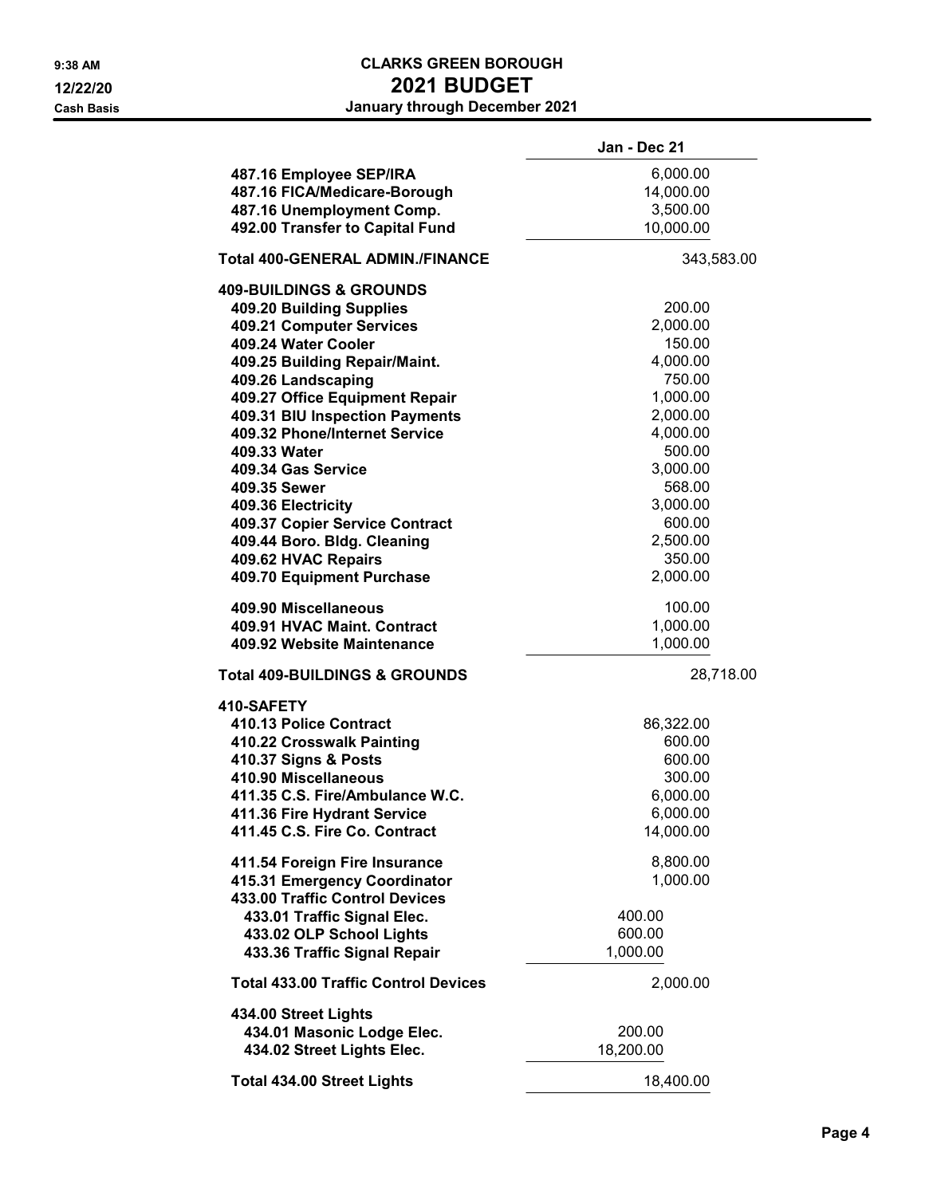# CLARKS GREEN BOROUGH
## 2021 BUDGET
### January through December 2021

9:38 AM
12/22/20
Cash Basis

| | | Jan - Dec 21 |
|---|---|---|
| 487.16 Employee SEP/IRA | | 6,000.00 |
| 487.16 FICA/Medicare-Borough | | 14,000.00 |
| 487.16 Unemployment Comp. | | 3,500.00 |
| 492.00 Transfer to Capital Fund | | 10,000.00 |
| **Total 400-GENERAL ADMIN./FINANCE** | | 343,583.00 |
| **409-BUILDINGS & GROUNDS** | | |
| 409.20 Building Supplies | | 200.00 |
| 409.21 Computer Services | | 2,000.00 |
| 409.24 Water Cooler | | 150.00 |
| 409.25 Building Repair/Maint. | | 4,000.00 |
| 409.26 Landscaping | | 750.00 |
| 409.27 Office Equipment Repair | | 1,000.00 |
| 409.31 BIU Inspection Payments | | 2,000.00 |
| 409.32 Phone/Internet Service | | 4,000.00 |
| 409.33 Water | | 500.00 |
| 409.34 Gas Service | | 3,000.00 |
| 409.35 Sewer | | 568.00 |
| 409.36 Electricity | | 3,000.00 |
| 409.37 Copier Service Contract | | 600.00 |
| 409.44 Boro. Bldg. Cleaning | | 2,500.00 |
| 409.62 HVAC Repairs | | 350.00 |
| 409.70 Equipment Purchase | | 2,000.00 |
| 409.90 Miscellaneous | | 100.00 |
| 409.91 HVAC Maint. Contract | | 1,000.00 |
| 409.92 Website Maintenance | | 1,000.00 |
| **Total 409-BUILDINGS & GROUNDS** | | 28,718.00 |
| **410-SAFETY** | | |
| 410.13 Police Contract | | 86,322.00 |
| 410.22 Crosswalk Painting | | 600.00 |
| 410.37 Signs & Posts | | 600.00 |
| 410.90 Miscellaneous | | 300.00 |
| 411.35 C.S. Fire/Ambulance W.C. | | 6,000.00 |
| 411.36 Fire Hydrant Service | | 6,000.00 |
| 411.45 C.S. Fire Co. Contract | | 14,000.00 |
| 411.54 Foreign Fire Insurance | | 8,800.00 |
| 415.31 Emergency Coordinator | | 1,000.00 |
| 433.00 Traffic Control Devices | | |
| 433.01 Traffic Signal Elec. | 400.00 | |
| 433.02 OLP School Lights | 600.00 | |
| 433.36 Traffic Signal Repair | 1,000.00 | |
| **Total 433.00 Traffic Control Devices** | | 2,000.00 |
| 434.00 Street Lights | | |
| 434.01 Masonic Lodge Elec. | 200.00 | |
| 434.02 Street Lights Elec. | 18,200.00 | |
| **Total 434.00 Street Lights** | | 18,400.00 |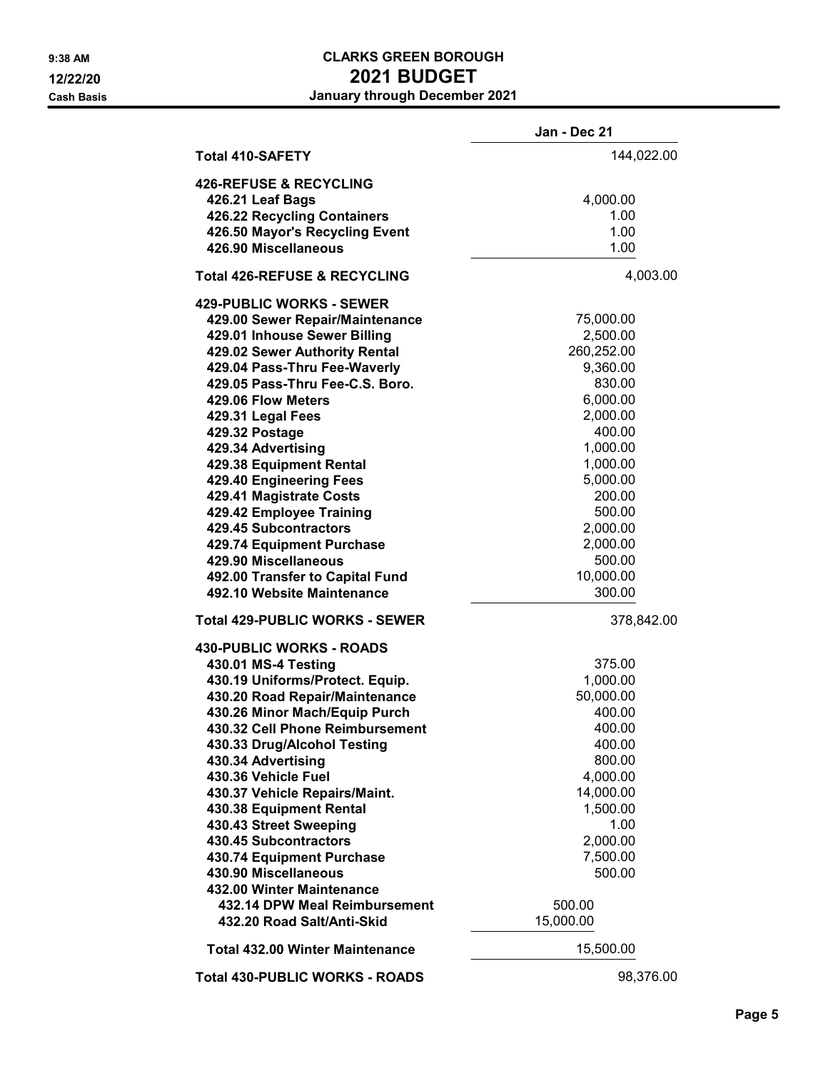# CLARKS GREEN BOROUGH

## 2021 BUDGET

### January through December 2021

9:38 AM
12/22/20
Cash Basis

| | Jan - Dec 21 |
|---|---|
| **Total 410-SAFETY** | 144,022.00 |
| **426-REFUSE & RECYCLING** | |
| **426.21 Leaf Bags** | 4,000.00 |
| **426.22 Recycling Containers** | 1.00 |
| **426.50 Mayor's Recycling Event** | 1.00 |
| **426.90 Miscellaneous** | 1.00 |
| **Total 426-REFUSE & RECYCLING** | 4,003.00 |
| **429-PUBLIC WORKS - SEWER** | |
| **429.00 Sewer Repair/Maintenance** | 75,000.00 |
| **429.01 Inhouse Sewer Billing** | 2,500.00 |
| **429.02 Sewer Authority Rental** | 260,252.00 |
| **429.04 Pass-Thru Fee-Waverly** | 9,360.00 |
| **429.05 Pass-Thru Fee-C.S. Boro.** | 830.00 |
| **429.06 Flow Meters** | 6,000.00 |
| **429.31 Legal Fees** | 2,000.00 |
| **429.32 Postage** | 400.00 |
| **429.34 Advertising** | 1,000.00 |
| **429.38 Equipment Rental** | 1,000.00 |
| **429.40 Engineering Fees** | 5,000.00 |
| **429.41 Magistrate Costs** | 200.00 |
| **429.42 Employee Training** | 500.00 |
| **429.45 Subcontractors** | 2,000.00 |
| **429.74 Equipment Purchase** | 2,000.00 |
| **429.90 Miscellaneous** | 500.00 |
| **492.00 Transfer to Capital Fund** | 10,000.00 |
| **492.10 Website Maintenance** | 300.00 |
| **Total 429-PUBLIC WORKS - SEWER** | 378,842.00 |
| **430-PUBLIC WORKS - ROADS** | |
| **430.01 MS-4 Testing** | 375.00 |
| **430.19 Uniforms/Protect. Equip.** | 1,000.00 |
| **430.20 Road Repair/Maintenance** | 50,000.00 |
| **430.26 Minor Mach/Equip Purch** | 400.00 |
| **430.32 Cell Phone Reimbursement** | 400.00 |
| **430.33 Drug/Alcohol Testing** | 400.00 |
| **430.34 Advertising** | 800.00 |
| **430.36 Vehicle Fuel** | 4,000.00 |
| **430.37 Vehicle Repairs/Maint.** | 14,000.00 |
| **430.38 Equipment Rental** | 1,500.00 |
| **430.43 Street Sweeping** | 1.00 |
| **430.45 Subcontractors** | 2,000.00 |
| **430.74 Equipment Purchase** | 7,500.00 |
| **430.90 Miscellaneous** | 500.00 |
| **432.00 Winter Maintenance** | |
| **432.14 DPW Meal Reimbursement** | 500.00 |
| **432.20 Road Salt/Anti-Skid** | 15,000.00 |
| **Total 432.00 Winter Maintenance** | 15,500.00 |
| **Total 430-PUBLIC WORKS - ROADS** | 98,376.00 |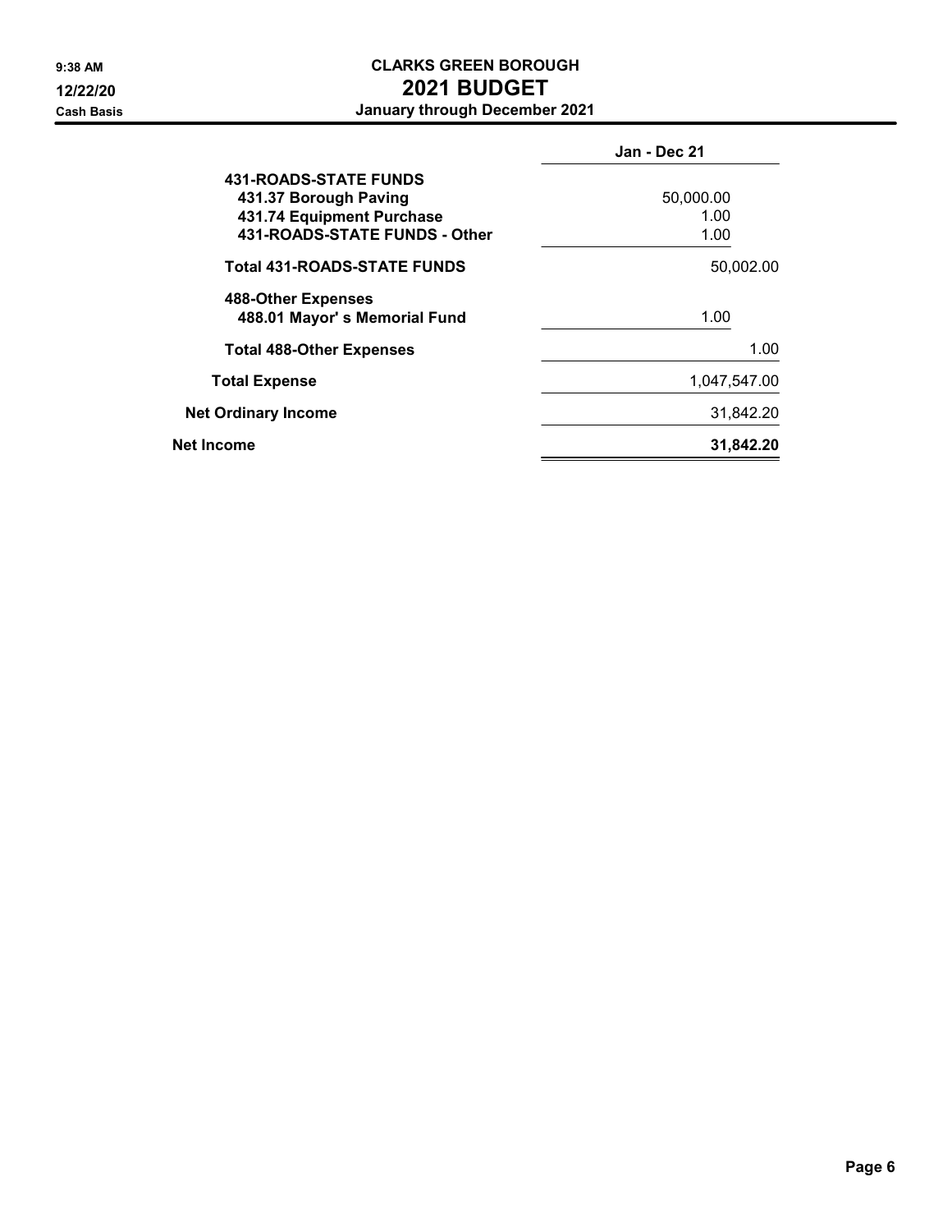# CLARKS GREEN BOROUGH
## 2021 BUDGET
### January through December 2021

9:38 AM
12/22/20
Cash Basis

| | Jan - Dec 21 |
|---|---|
| **431-ROADS-STATE FUNDS** | |
| **431.37 Borough Paving** | 50,000.00 |
| **431.74 Equipment Purchase** | 1.00 |
| **431-ROADS-STATE FUNDS - Other** | 1.00 |
| **Total 431-ROADS-STATE FUNDS** | 50,002.00 |
| **488-Other Expenses** | |
| **488.01 Mayor' s Memorial Fund** | 1.00 |
| **Total 488-Other Expenses** | 1.00 |
| **Total Expense** | 1,047,547.00 |
| **Net Ordinary Income** | 31,842.20 |
| **Net Income** | **31,842.20** |